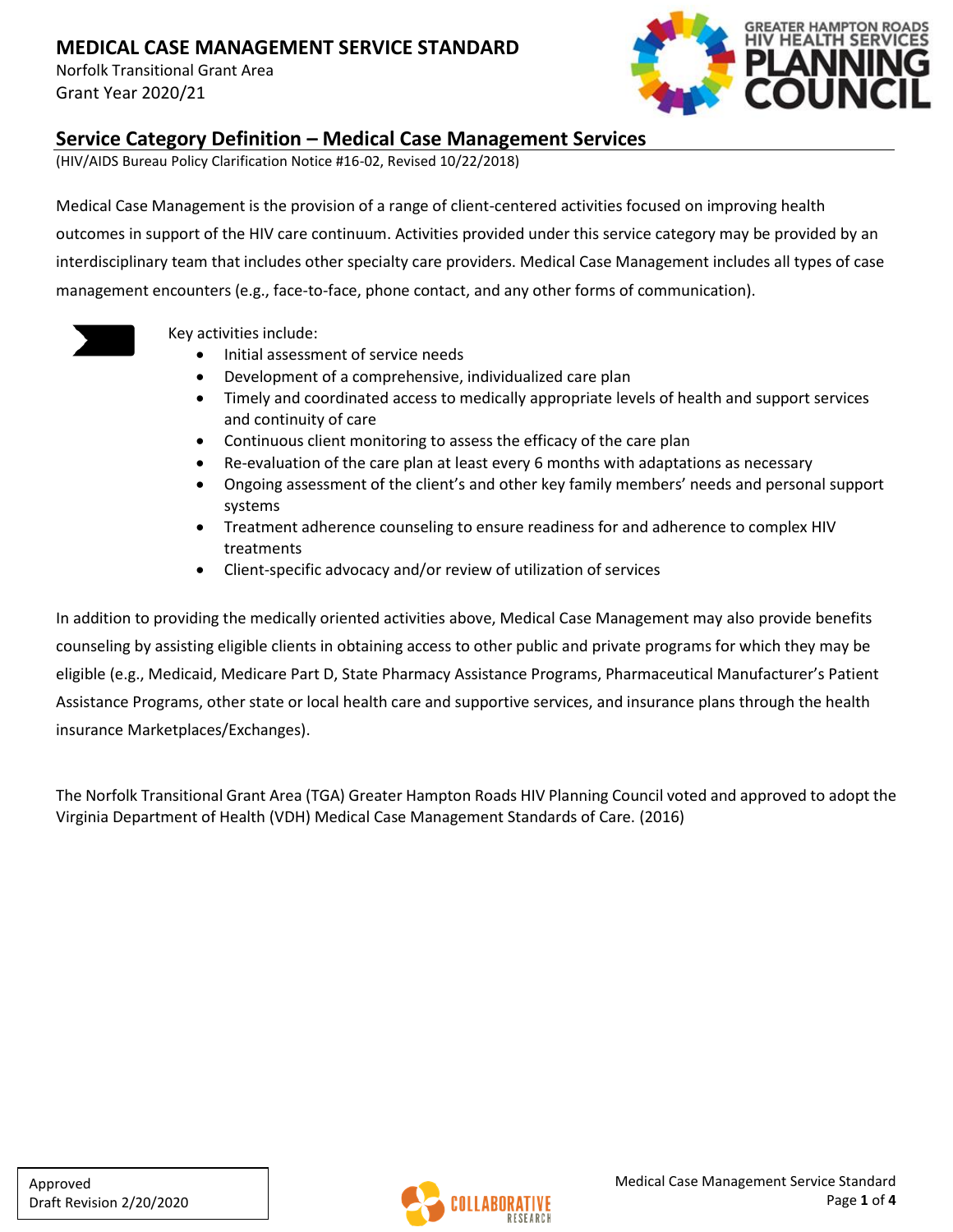# MEDICAL CASE MANAGEMENT SERVICE STANDARD

Norfolk Transitional Grant Area

Grant Year 2020/21

## Service Category Definition – Medical Case Management Services

(HIV/AIDS Bureau Policy Clarification Notice #16-02, Revised 10/22/2018)

Medical Case Management is the provision of a range of client-centered activities focused on improving health outcomes in support of the HIV care continuum. Activities provided under this service category may be provided by an interdisciplinary team that includes other specialty care providers. Medical Case Management includes all types of case management encounters (e.g., face-to-face, phone contact, and any other forms of communication).

Key activities include:

- Initial assessment of service needs
- Development of a comprehensive, individualized care plan
- Timely and coordinated access to medically appropriate levels of health and support services and continuity of care
- Continuous client monitoring to assess the efficacy of the care plan
- Re-evaluation of the care plan at least every 6 months with adaptations as necessary
- Ongoing assessment of the client's and other key family members' needs and personal support systems
- Treatment adherence counseling to ensure readiness for and adherence to complex HIV treatments
- Client-specific advocacy and/or review of utilization of services

In addition to providing the medically oriented activities above, Medical Case Management may also provide benefits counseling by assisting eligible clients in obtaining access to other public and private programs for which they may be eligible (e.g., Medicaid, Medicare Part D, State Pharmacy Assistance Programs, Pharmaceutical Manufacturer's Patient Assistance Programs, other state or local health care and supportive services, and insurance plans through the health insurance Marketplaces/Exchanges).

The Norfolk Transitional Grant Area (TGA) Greater Hampton Roads HIV Planning Council voted and approved to adopt the Virginia Department of Health (VDH) Medical Case Management Standards of Care. (2016)

Approved
Draft Revision 2/20/2020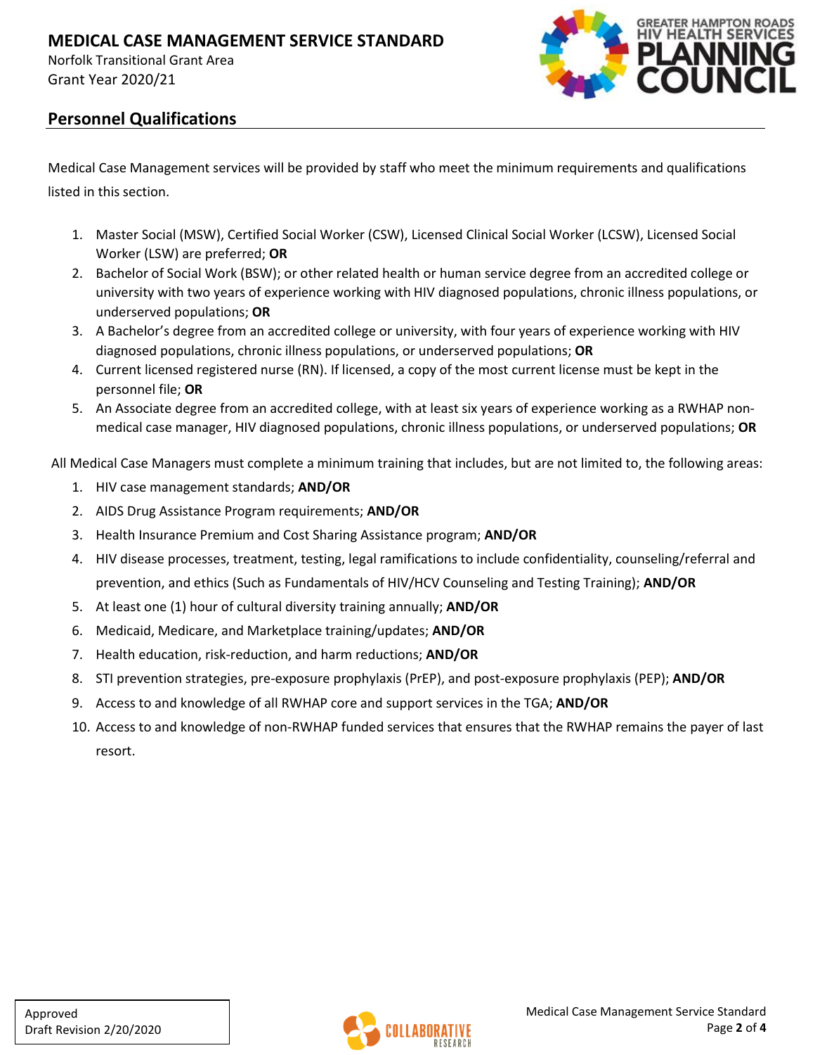## Personnel Qualifications

Medical Case Management services will be provided by staff who meet the minimum requirements and qualifications listed in this section.

1. Master Social (MSW), Certified Social Worker (CSW), Licensed Clinical Social Worker (LCSW), Licensed Social Worker (LSW) are preferred; **OR**
2. Bachelor of Social Work (BSW); or other related health or human service degree from an accredited college or university with two years of experience working with HIV diagnosed populations, chronic illness populations, or underserved populations; **OR**
3. A Bachelor's degree from an accredited college or university, with four years of experience working with HIV diagnosed populations, chronic illness populations, or underserved populations; **OR**
4. Current licensed registered nurse (RN). If licensed, a copy of the most current license must be kept in the personnel file; **OR**
5. An Associate degree from an accredited college, with at least six years of experience working as a RWHAP non-medical case manager, HIV diagnosed populations, chronic illness populations, or underserved populations; **OR**

All Medical Case Managers must complete a minimum training that includes, but are not limited to, the following areas:

1. HIV case management standards; **AND/OR**
2. AIDS Drug Assistance Program requirements; **AND/OR**
3. Health Insurance Premium and Cost Sharing Assistance program; **AND/OR**
4. HIV disease processes, treatment, testing, legal ramifications to include confidentiality, counseling/referral and prevention, and ethics (Such as Fundamentals of HIV/HCV Counseling and Testing Training); **AND/OR**
5. At least one (1) hour of cultural diversity training annually; **AND/OR**
6. Medicaid, Medicare, and Marketplace training/updates; **AND/OR**
7. Health education, risk-reduction, and harm reductions; **AND/OR**
8. STI prevention strategies, pre-exposure prophylaxis (PrEP), and post-exposure prophylaxis (PEP); **AND/OR**
9. Access to and knowledge of all RWHAP core and support services in the TGA; **AND/OR**
10. Access to and knowledge of non-RWHAP funded services that ensures that the RWHAP remains the payer of last resort.

Approved
Draft Revision 2/20/2020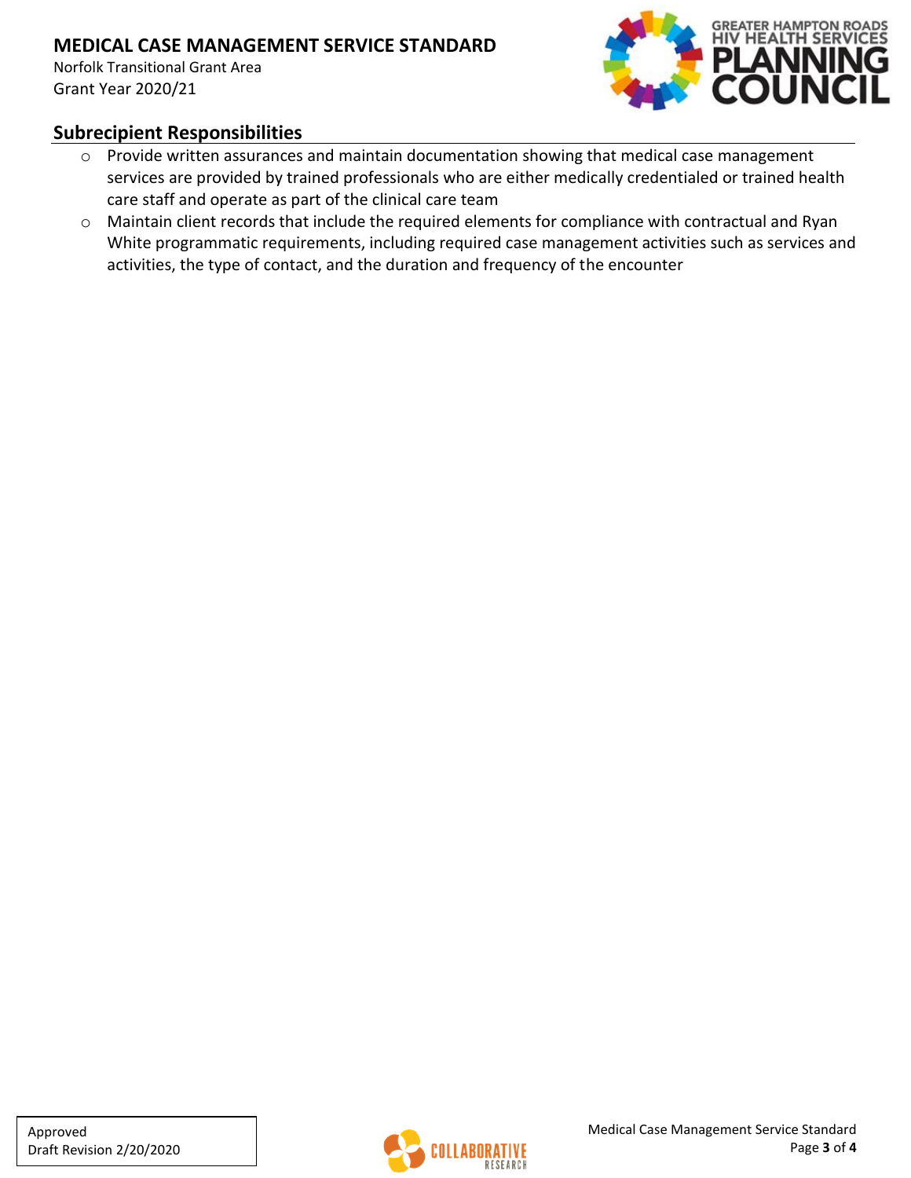## Subrecipient Responsibilities

- Provide written assurances and maintain documentation showing that medical case management services are provided by trained professionals who are either medically credentialed or trained health care staff and operate as part of the clinical care team
- Maintain client records that include the required elements for compliance with contractual and Ryan White programmatic requirements, including required case management activities such as services and activities, the type of contact, and the duration and frequency of the encounter

Approved
Draft Revision 2/20/2020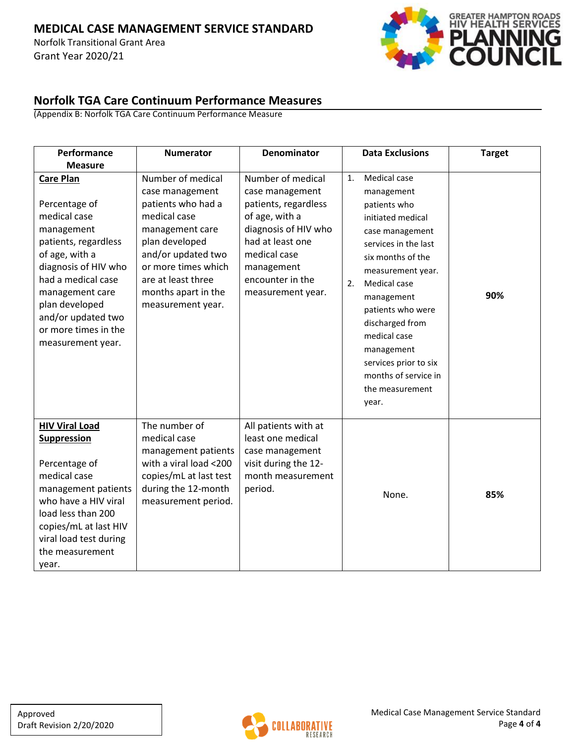MEDICAL CASE MANAGEMENT SERVICE STANDARD
Norfolk Transitional Grant Area
Grant Year 2020/21

## Norfolk TGA Care Continuum Performance Measures

(Appendix B: Norfolk TGA Care Continuum Performance Measure

| Performance Measure | Numerator | Denominator | Data Exclusions | Target |
|---|---|---|---|---|
| **Care Plan**<br><br>Percentage of medical case management patients, regardless of age, with a diagnosis of HIV who had a medical case management care plan developed and/or updated two or more times in the measurement year. | Number of medical case management patients who had a medical case management care plan developed and/or updated two or more times which are at least three months apart in the measurement year. | Number of medical case management patients, regardless of age, with a diagnosis of HIV who had at least one medical case management encounter in the measurement year. | 1. Medical case management patients who initiated medical case management services in the last six months of the measurement year.<br>2. Medical case management patients who were discharged from medical case management services prior to six months of service in the measurement year. | **90%** |
| **HIV Viral Load Suppression**<br><br>Percentage of medical case management patients who have a HIV viral load less than 200 copies/mL at last HIV viral load test during the measurement year. | The number of medical case management patients with a viral load <200 copies/mL at last test during the 12-month measurement period. | All patients with at least one medical case management visit during the 12-month measurement period. | None. | **85%** |

Approved
Draft Revision 2/20/2020